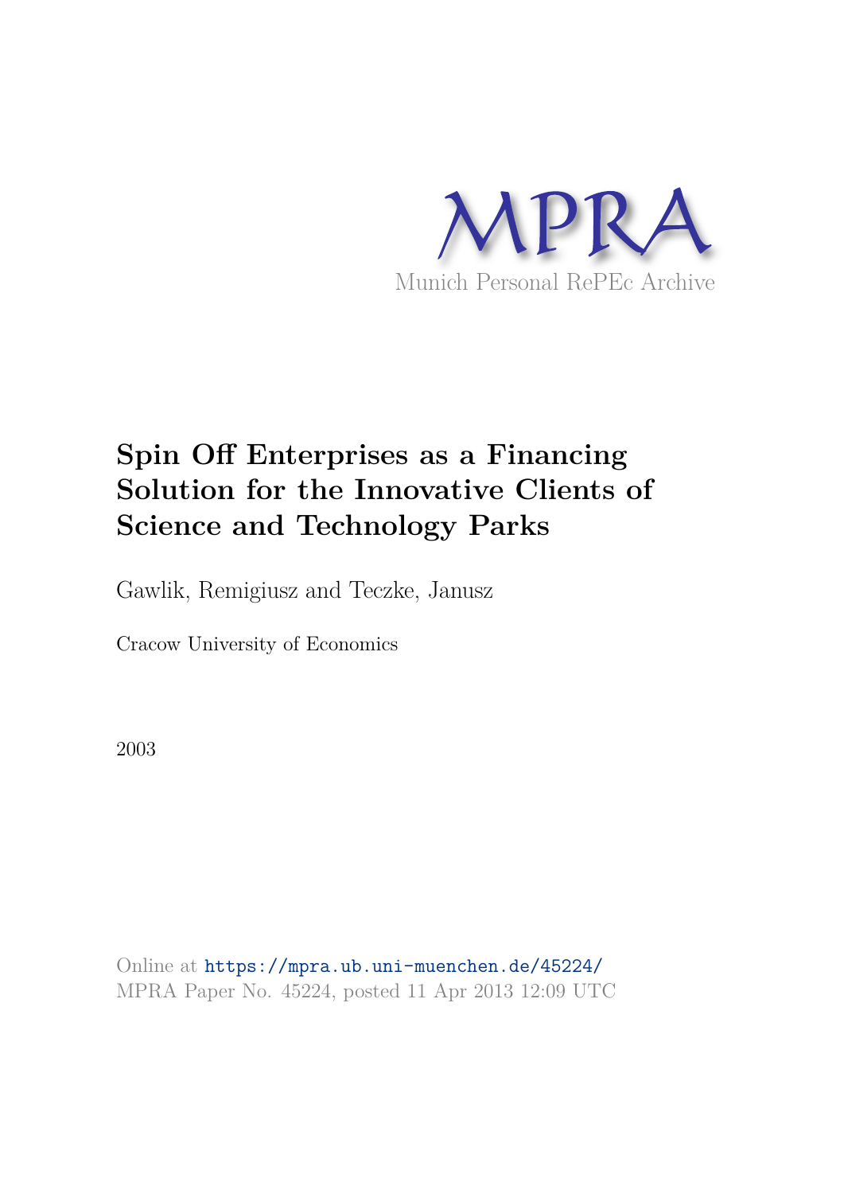MPRA

Munich Personal RePEc Archive

# Spin Off Enterprises as a Financing Solution for the Innovative Clients of Science and Technology Parks

Gawlik, Remigiusz and Teczke, Janusz

Cracow University of Economics

2003

Online at https://mpra.ub.uni-muenchen.de/45224/
MPRA Paper No. 45224, posted 11 Apr 2013 12:09 UTC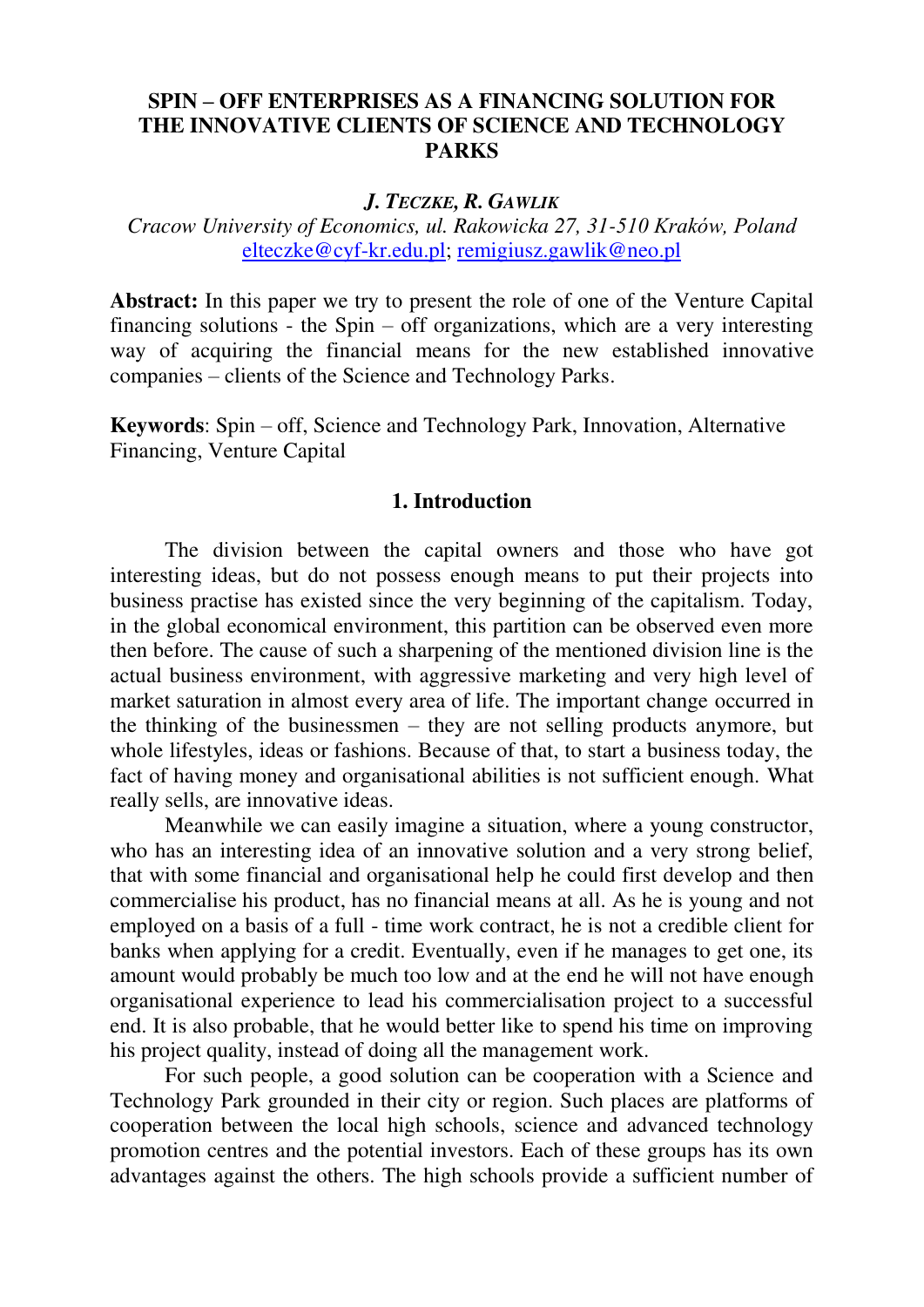# SPIN – OFF ENTERPRISES AS A FINANCING SOLUTION FOR THE INNOVATIVE CLIENTS OF SCIENCE AND TECHNOLOGY PARKS

***J. TECZKE, R. GAWLIK***

*Cracow University of Economics, ul. Rakowicka 27, 31-510 Kraków, Poland*
elteczke@cyf-kr.edu.pl; remigiusz.gawlik@neo.pl

**Abstract:** In this paper we try to present the role of one of the Venture Capital financing solutions - the Spin – off organizations, which are a very interesting way of acquiring the financial means for the new established innovative companies – clients of the Science and Technology Parks.

**Keywords**: Spin – off, Science and Technology Park, Innovation, Alternative Financing, Venture Capital

## 1. Introduction

The division between the capital owners and those who have got interesting ideas, but do not possess enough means to put their projects into business practise has existed since the very beginning of the capitalism. Today, in the global economical environment, this partition can be observed even more then before. The cause of such a sharpening of the mentioned division line is the actual business environment, with aggressive marketing and very high level of market saturation in almost every area of life. The important change occurred in the thinking of the businessmen – they are not selling products anymore, but whole lifestyles, ideas or fashions. Because of that, to start a business today, the fact of having money and organisational abilities is not sufficient enough. What really sells, are innovative ideas.

Meanwhile we can easily imagine a situation, where a young constructor, who has an interesting idea of an innovative solution and a very strong belief, that with some financial and organisational help he could first develop and then commercialise his product, has no financial means at all. As he is young and not employed on a basis of a full - time work contract, he is not a credible client for banks when applying for a credit. Eventually, even if he manages to get one, its amount would probably be much too low and at the end he will not have enough organisational experience to lead his commercialisation project to a successful end. It is also probable, that he would better like to spend his time on improving his project quality, instead of doing all the management work.

For such people, a good solution can be cooperation with a Science and Technology Park grounded in their city or region. Such places are platforms of cooperation between the local high schools, science and advanced technology promotion centres and the potential investors. Each of these groups has its own advantages against the others. The high schools provide a sufficient number of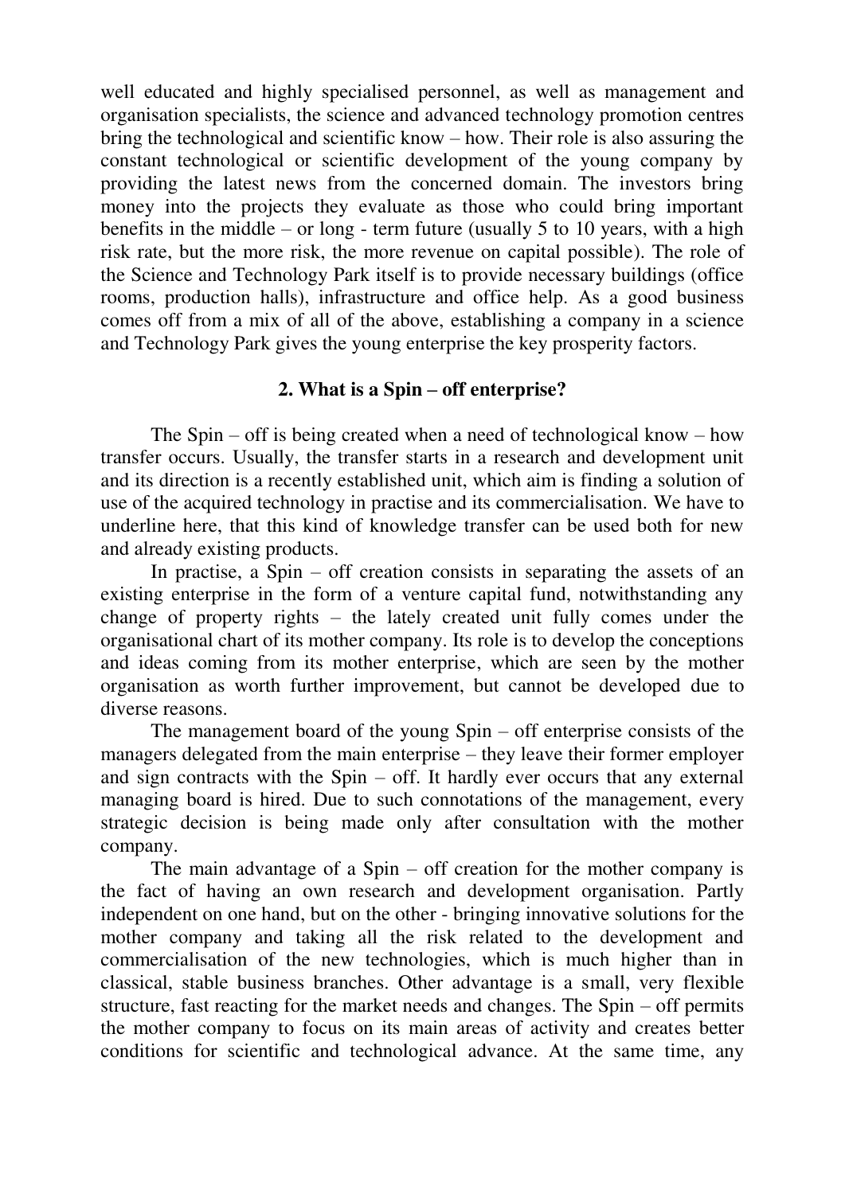well educated and highly specialised personnel, as well as management and organisation specialists, the science and advanced technology promotion centres bring the technological and scientific know – how. Their role is also assuring the constant technological or scientific development of the young company by providing the latest news from the concerned domain. The investors bring money into the projects they evaluate as those who could bring important benefits in the middle – or long - term future (usually 5 to 10 years, with a high risk rate, but the more risk, the more revenue on capital possible). The role of the Science and Technology Park itself is to provide necessary buildings (office rooms, production halls), infrastructure and office help. As a good business comes off from a mix of all of the above, establishing a company in a science and Technology Park gives the young enterprise the key prosperity factors.

## 2. What is a Spin – off enterprise?

The Spin – off is being created when a need of technological know – how transfer occurs. Usually, the transfer starts in a research and development unit and its direction is a recently established unit, which aim is finding a solution of use of the acquired technology in practise and its commercialisation. We have to underline here, that this kind of knowledge transfer can be used both for new and already existing products.

In practise, a Spin – off creation consists in separating the assets of an existing enterprise in the form of a venture capital fund, notwithstanding any change of property rights – the lately created unit fully comes under the organisational chart of its mother company. Its role is to develop the conceptions and ideas coming from its mother enterprise, which are seen by the mother organisation as worth further improvement, but cannot be developed due to diverse reasons.

The management board of the young Spin – off enterprise consists of the managers delegated from the main enterprise – they leave their former employer and sign contracts with the Spin – off. It hardly ever occurs that any external managing board is hired. Due to such connotations of the management, every strategic decision is being made only after consultation with the mother company.

The main advantage of a Spin – off creation for the mother company is the fact of having an own research and development organisation. Partly independent on one hand, but on the other - bringing innovative solutions for the mother company and taking all the risk related to the development and commercialisation of the new technologies, which is much higher than in classical, stable business branches. Other advantage is a small, very flexible structure, fast reacting for the market needs and changes. The Spin – off permits the mother company to focus on its main areas of activity and creates better conditions for scientific and technological advance. At the same time, any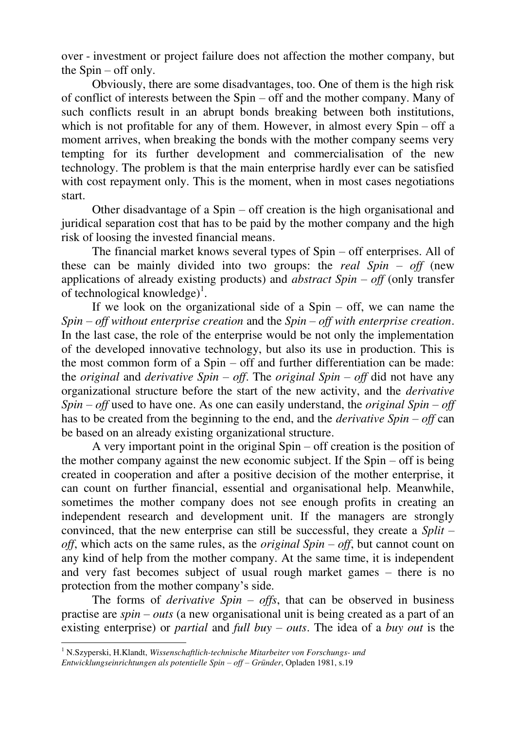over - investment or project failure does not affection the mother company, but the Spin – off only.

Obviously, there are some disadvantages, too. One of them is the high risk of conflict of interests between the Spin – off and the mother company. Many of such conflicts result in an abrupt bonds breaking between both institutions, which is not profitable for any of them. However, in almost every Spin – off a moment arrives, when breaking the bonds with the mother company seems very tempting for its further development and commercialisation of the new technology. The problem is that the main enterprise hardly ever can be satisfied with cost repayment only. This is the moment, when in most cases negotiations start.

Other disadvantage of a Spin – off creation is the high organisational and juridical separation cost that has to be paid by the mother company and the high risk of loosing the invested financial means.

The financial market knows several types of Spin – off enterprises. All of these can be mainly divided into two groups: the *real Spin – off* (new applications of already existing products) and *abstract Spin – off* (only transfer of technological knowledge)[1].

If we look on the organizational side of a Spin – off, we can name the *Spin – off without enterprise creation* and the *Spin – off with enterprise creation*. In the last case, the role of the enterprise would be not only the implementation of the developed innovative technology, but also its use in production. This is the most common form of a Spin – off and further differentiation can be made: the *original* and *derivative Spin – off*. The *original Spin – off* did not have any organizational structure before the start of the new activity, and the *derivative Spin – off* used to have one. As one can easily understand, the *original Spin – off* has to be created from the beginning to the end, and the *derivative Spin – off* can be based on an already existing organizational structure.

A very important point in the original Spin – off creation is the position of the mother company against the new economic subject. If the Spin – off is being created in cooperation and after a positive decision of the mother enterprise, it can count on further financial, essential and organisational help. Meanwhile, sometimes the mother company does not see enough profits in creating an independent research and development unit. If the managers are strongly convinced, that the new enterprise can still be successful, they create a *Split – off*, which acts on the same rules, as the *original Spin – off*, but cannot count on any kind of help from the mother company. At the same time, it is independent and very fast becomes subject of usual rough market games – there is no protection from the mother company's side.

The forms of *derivative Spin – offs*, that can be observed in business practise are *spin – outs* (a new organisational unit is being created as a part of an existing enterprise) or *partial* and *full buy – outs*. The idea of a *buy out* is the

---

[1] N.Szyperski, H.Klandt, *Wissenschaftlich-technische Mitarbeiter von Forschungs- und Entwicklungseinrichtungen als potentielle Spin – off – Gründer*, Opladen 1981, s.19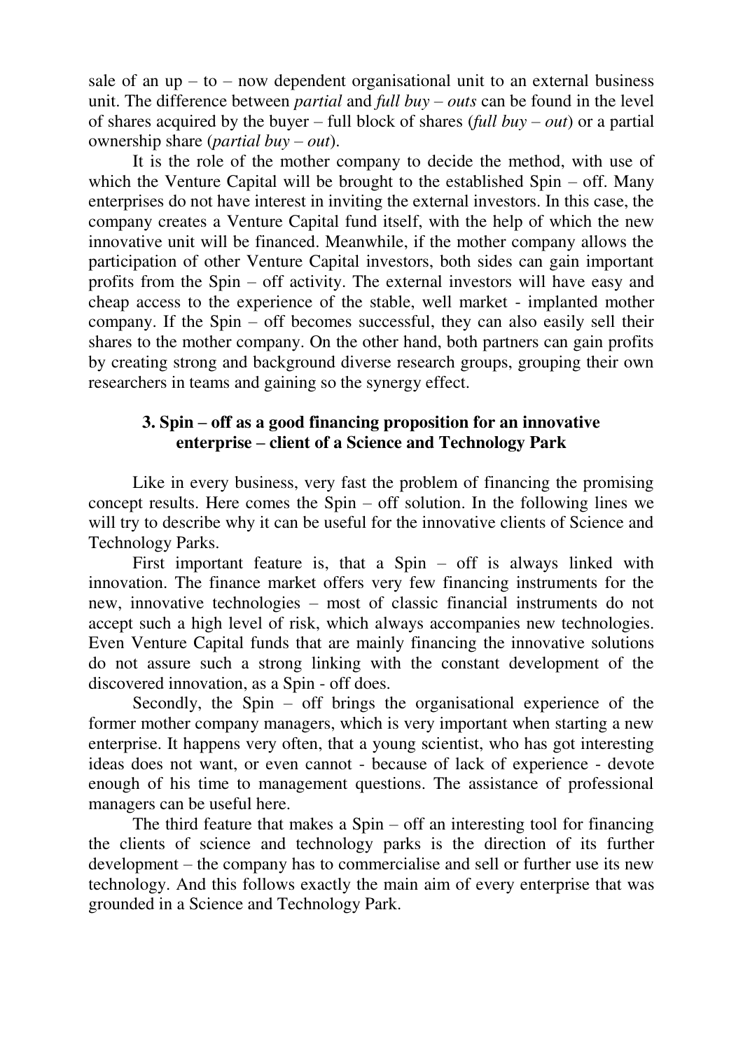sale of an up – to – now dependent organisational unit to an external business unit. The difference between *partial* and *full buy – outs* can be found in the level of shares acquired by the buyer – full block of shares (*full buy – out*) or a partial ownership share (*partial buy – out*).

It is the role of the mother company to decide the method, with use of which the Venture Capital will be brought to the established Spin – off. Many enterprises do not have interest in inviting the external investors. In this case, the company creates a Venture Capital fund itself, with the help of which the new innovative unit will be financed. Meanwhile, if the mother company allows the participation of other Venture Capital investors, both sides can gain important profits from the Spin – off activity. The external investors will have easy and cheap access to the experience of the stable, well market - implanted mother company. If the Spin – off becomes successful, they can also easily sell their shares to the mother company. On the other hand, both partners can gain profits by creating strong and background diverse research groups, grouping their own researchers in teams and gaining so the synergy effect.

## 3. Spin – off as a good financing proposition for an innovative enterprise – client of a Science and Technology Park

Like in every business, very fast the problem of financing the promising concept results. Here comes the Spin – off solution. In the following lines we will try to describe why it can be useful for the innovative clients of Science and Technology Parks.

First important feature is, that a Spin – off is always linked with innovation. The finance market offers very few financing instruments for the new, innovative technologies – most of classic financial instruments do not accept such a high level of risk, which always accompanies new technologies. Even Venture Capital funds that are mainly financing the innovative solutions do not assure such a strong linking with the constant development of the discovered innovation, as a Spin - off does.

Secondly, the Spin – off brings the organisational experience of the former mother company managers, which is very important when starting a new enterprise. It happens very often, that a young scientist, who has got interesting ideas does not want, or even cannot - because of lack of experience - devote enough of his time to management questions. The assistance of professional managers can be useful here.

The third feature that makes a Spin – off an interesting tool for financing the clients of science and technology parks is the direction of its further development – the company has to commercialise and sell or further use its new technology. And this follows exactly the main aim of every enterprise that was grounded in a Science and Technology Park.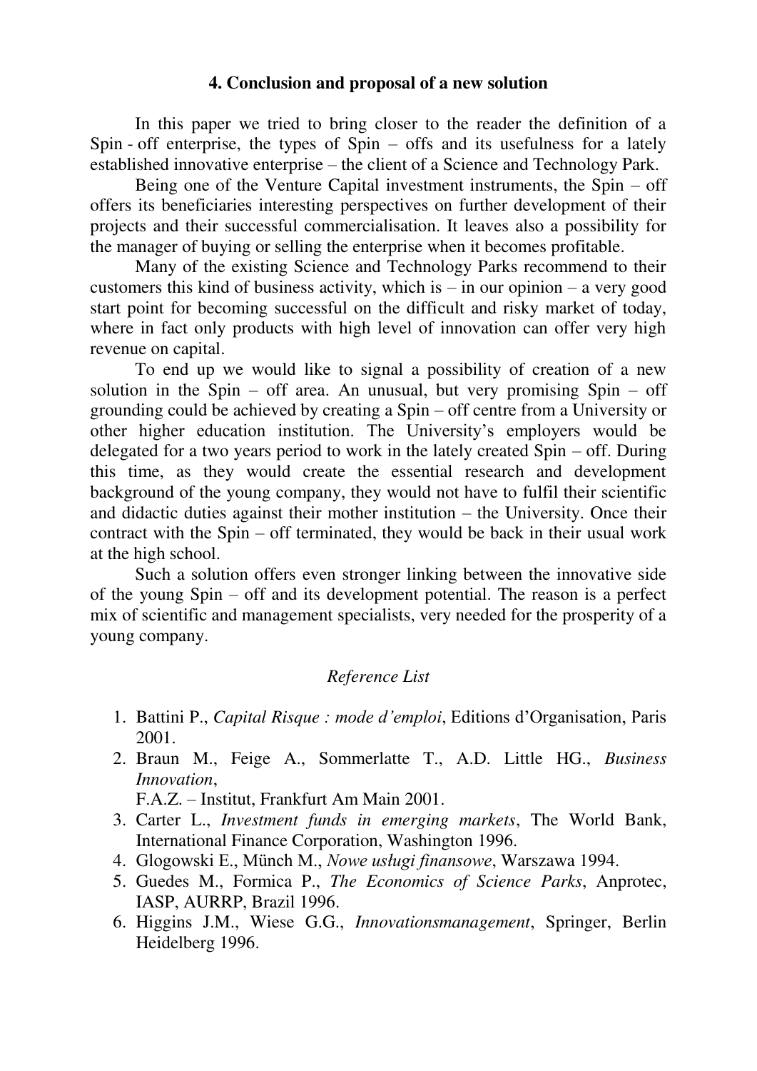## 4. Conclusion and proposal of a new solution

In this paper we tried to bring closer to the reader the definition of a Spin - off enterprise, the types of Spin – offs and its usefulness for a lately established innovative enterprise – the client of a Science and Technology Park.

Being one of the Venture Capital investment instruments, the Spin – off offers its beneficiaries interesting perspectives on further development of their projects and their successful commercialisation. It leaves also a possibility for the manager of buying or selling the enterprise when it becomes profitable.

Many of the existing Science and Technology Parks recommend to their customers this kind of business activity, which is – in our opinion – a very good start point for becoming successful on the difficult and risky market of today, where in fact only products with high level of innovation can offer very high revenue on capital.

To end up we would like to signal a possibility of creation of a new solution in the Spin – off area. An unusual, but very promising Spin – off grounding could be achieved by creating a Spin – off centre from a University or other higher education institution. The University's employers would be delegated for a two years period to work in the lately created Spin – off. During this time, as they would create the essential research and development background of the young company, they would not have to fulfil their scientific and didactic duties against their mother institution – the University. Once their contract with the Spin – off terminated, they would be back in their usual work at the high school.

Such a solution offers even stronger linking between the innovative side of the young Spin – off and its development potential. The reason is a perfect mix of scientific and management specialists, very needed for the prosperity of a young company.

*Reference List*

1. Battini P., *Capital Risque : mode d'emploi*, Editions d'Organisation, Paris 2001.
2. Braun M., Feige A., Sommerlatte T., A.D. Little HG., *Business Innovation*, F.A.Z. – Institut, Frankfurt Am Main 2001.
3. Carter L., *Investment funds in emerging markets*, The World Bank, International Finance Corporation, Washington 1996.
4. Glogowski E., Münch M., *Nowe usługi finansowe*, Warszawa 1994.
5. Guedes M., Formica P., *The Economics of Science Parks*, Anprotec, IASP, AURRP, Brazil 1996.
6. Higgins J.M., Wiese G.G., *Innovationsmanagement*, Springer, Berlin Heidelberg 1996.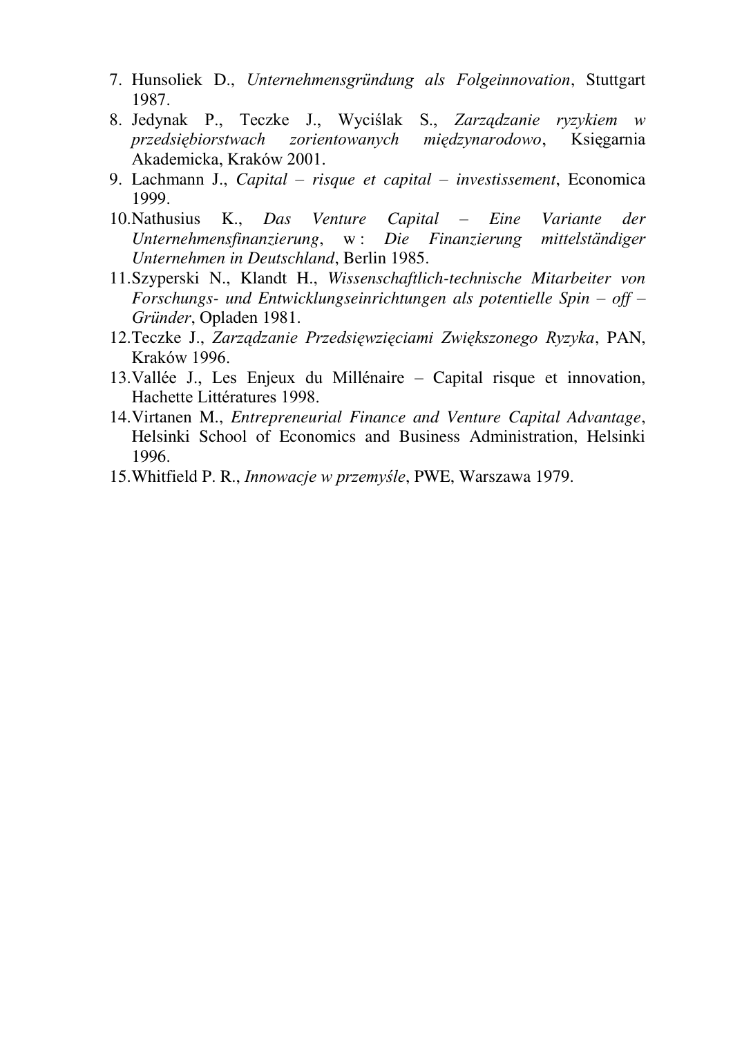7. Hunsoliek D., *Unternehmensgründung als Folgeinnovation*, Stuttgart 1987.
8. Jedynak P., Teczke J., Wyciślak S., *Zarządzanie ryzykiem w przedsiębiorstwach zorientowanych międzynarodowo*, Księgarnia Akademicka, Kraków 2001.
9. Lachmann J., *Capital – risque et capital – investissement*, Economica 1999.
10. Nathusius K., *Das Venture Capital – Eine Variante der Unternehmensfinanzierung*, w : *Die Finanzierung mittelständiger Unternehmen in Deutschland*, Berlin 1985.
11. Szyperski N., Klandt H., *Wissenschaftlich-technische Mitarbeiter von Forschungs- und Entwicklungseinrichtungen als potentielle Spin – off – Gründer*, Opladen 1981.
12. Teczke J., *Zarządzanie Przedsięwzięciami Zwiększonego Ryzyka*, PAN, Kraków 1996.
13. Vallée J., Les Enjeux du Millénaire – Capital risque et innovation, Hachette Littératures 1998.
14. Virtanen M., *Entrepreneurial Finance and Venture Capital Advantage*, Helsinki School of Economics and Business Administration, Helsinki 1996.
15. Whitfield P. R., *Innowacje w przemyśle*, PWE, Warszawa 1979.